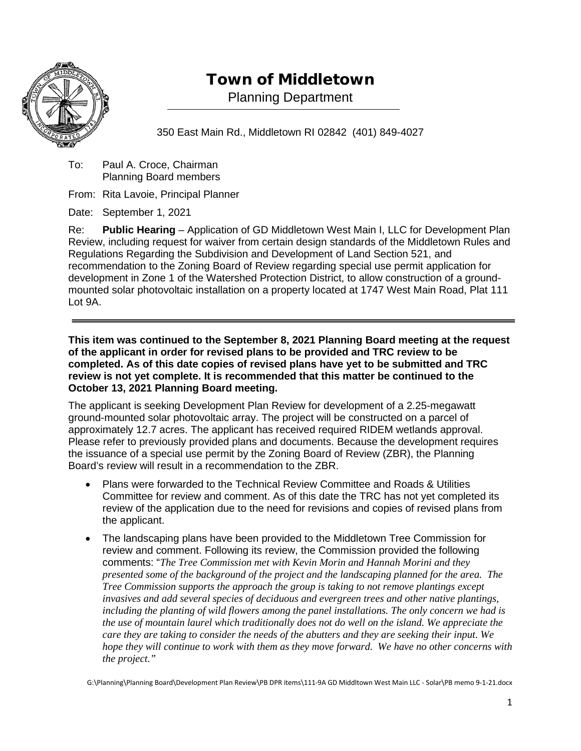# Town of Middletown

Planning Department

350 East Main Rd., Middletown RI 02842 (401) 849-4027

To: Paul A. Croce, Chairman
Planning Board members

From: Rita Lavoie, Principal Planner

Date: September 1, 2021

Re: **Public Hearing** – Application of GD Middletown West Main I, LLC for Development Plan Review, including request for waiver from certain design standards of the Middletown Rules and Regulations Regarding the Subdivision and Development of Land Section 521, and recommendation to the Zoning Board of Review regarding special use permit application for development in Zone 1 of the Watershed Protection District, to allow construction of a ground-mounted solar photovoltaic installation on a property located at 1747 West Main Road, Plat 111 Lot 9A.

---

**This item was continued to the September 8, 2021 Planning Board meeting at the request of the applicant in order for revised plans to be provided and TRC review to be completed. As of this date copies of revised plans have yet to be submitted and TRC review is not yet complete. It is recommended that this matter be continued to the October 13, 2021 Planning Board meeting.**

The applicant is seeking Development Plan Review for development of a 2.25-megawatt ground-mounted solar photovoltaic array. The project will be constructed on a parcel of approximately 12.7 acres. The applicant has received required RIDEM wetlands approval. Please refer to previously provided plans and documents. Because the development requires the issuance of a special use permit by the Zoning Board of Review (ZBR), the Planning Board's review will result in a recommendation to the ZBR.

- Plans were forwarded to the Technical Review Committee and Roads & Utilities Committee for review and comment. As of this date the TRC has not yet completed its review of the application due to the need for revisions and copies of revised plans from the applicant.
- The landscaping plans have been provided to the Middletown Tree Commission for review and comment. Following its review, the Commission provided the following comments: "*The Tree Commission met with Kevin Morin and Hannah Morini and they presented some of the background of the project and the landscaping planned for the area. The Tree Commission supports the approach the group is taking to not remove plantings except invasives and add several species of deciduous and evergreen trees and other native plantings, including the planting of wild flowers among the panel installations. The only concern we had is the use of mountain laurel which traditionally does not do well on the island. We appreciate the care they are taking to consider the needs of the abutters and they are seeking their input. We hope they will continue to work with them as they move forward. We have no other concerns with the project.*"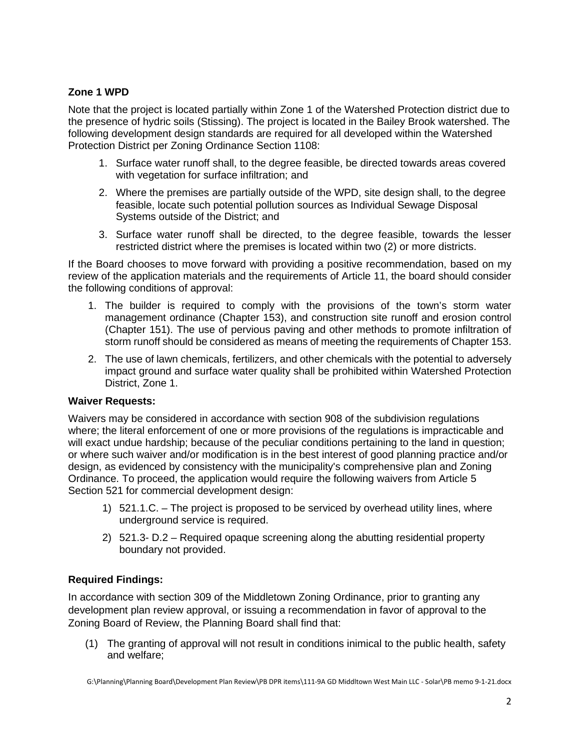### Zone 1 WPD

Note that the project is located partially within Zone 1 of the Watershed Protection district due to the presence of hydric soils (Stissing). The project is located in the Bailey Brook watershed. The following development design standards are required for all developed within the Watershed Protection District per Zoning Ordinance Section 1108:

1. Surface water runoff shall, to the degree feasible, be directed towards areas covered with vegetation for surface infiltration; and
2. Where the premises are partially outside of the WPD, site design shall, to the degree feasible, locate such potential pollution sources as Individual Sewage Disposal Systems outside of the District; and
3. Surface water runoff shall be directed, to the degree feasible, towards the lesser restricted district where the premises is located within two (2) or more districts.

If the Board chooses to move forward with providing a positive recommendation, based on my review of the application materials and the requirements of Article 11, the board should consider the following conditions of approval:

1. The builder is required to comply with the provisions of the town's storm water management ordinance (Chapter 153), and construction site runoff and erosion control (Chapter 151). The use of pervious paving and other methods to promote infiltration of storm runoff should be considered as means of meeting the requirements of Chapter 153.
2. The use of lawn chemicals, fertilizers, and other chemicals with the potential to adversely impact ground and surface water quality shall be prohibited within Watershed Protection District, Zone 1.

### Waiver Requests:

Waivers may be considered in accordance with section 908 of the subdivision regulations where; the literal enforcement of one or more provisions of the regulations is impracticable and will exact undue hardship; because of the peculiar conditions pertaining to the land in question; or where such waiver and/or modification is in the best interest of good planning practice and/or design, as evidenced by consistency with the municipality's comprehensive plan and Zoning Ordinance. To proceed, the application would require the following waivers from Article 5 Section 521 for commercial development design:

1) 521.1.C. – The project is proposed to be serviced by overhead utility lines, where underground service is required.
2) 521.3- D.2 – Required opaque screening along the abutting residential property boundary not provided.

### Required Findings:

In accordance with section 309 of the Middletown Zoning Ordinance, prior to granting any development plan review approval, or issuing a recommendation in favor of approval to the Zoning Board of Review, the Planning Board shall find that:

(1) The granting of approval will not result in conditions inimical to the public health, safety and welfare;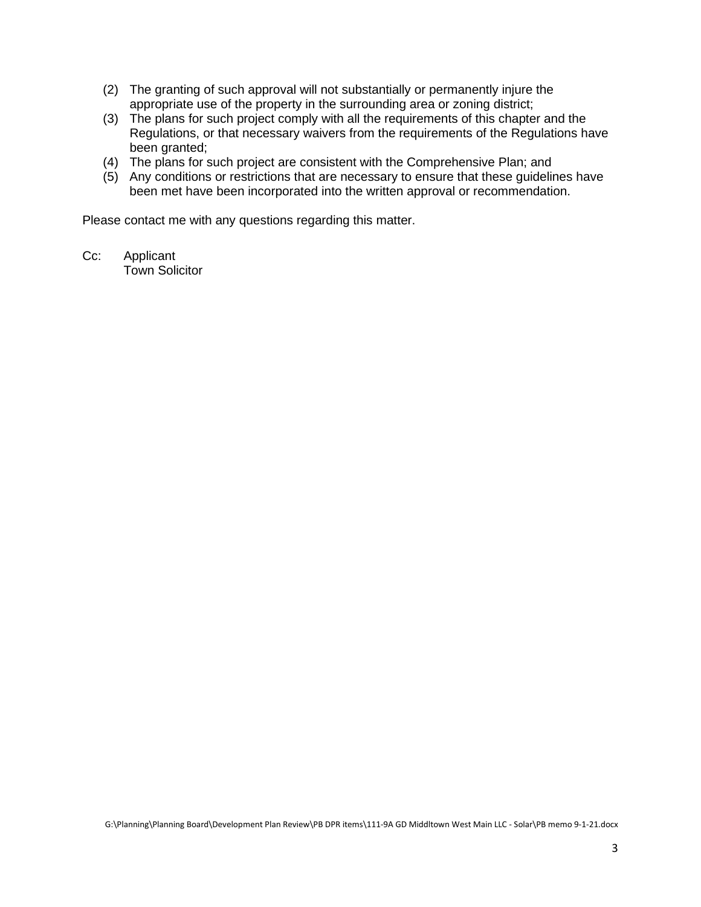(2) The granting of such approval will not substantially or permanently injure the appropriate use of the property in the surrounding area or zoning district;
(3) The plans for such project comply with all the requirements of this chapter and the Regulations, or that necessary waivers from the requirements of the Regulations have been granted;
(4) The plans for such project are consistent with the Comprehensive Plan; and
(5) Any conditions or restrictions that are necessary to ensure that these guidelines have been met have been incorporated into the written approval or recommendation.

Please contact me with any questions regarding this matter.

Cc: Applicant
Town Solicitor

G:\Planning\Planning Board\Development Plan Review\PB DPR items\111-9A GD Middltown West Main LLC - Solar\PB memo 9-1-21.docx